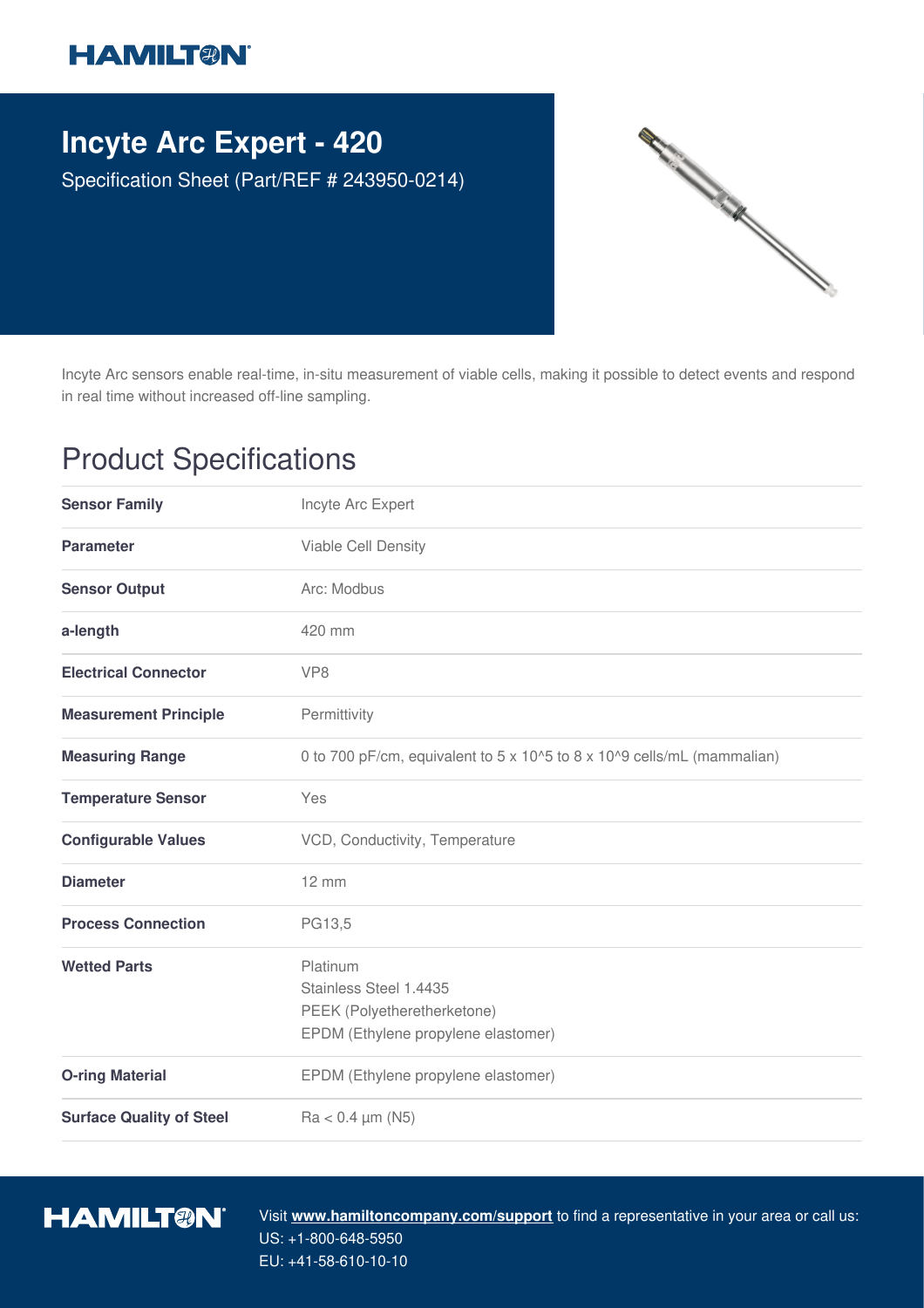HAMILTON

# Incyte Arc Expert - 420

Specification Sheet (Part/REF # 243950-0214)

Incyte Arc sensors enable real-time, in-situ measurement of viable cells, making it possible to detect events and respond in real time without increased off-line sampling.

## Product Specifications

| | |
|---|---|
| **Sensor Family** | Incyte Arc Expert |
| **Parameter** | Viable Cell Density |
| **Sensor Output** | Arc: Modbus |
| **a-length** | 420 mm |
| **Electrical Connector** | VP8 |
| **Measurement Principle** | Permittivity |
| **Measuring Range** | 0 to 700 pF/cm, equivalent to 5 x 10^5 to 8 x 10^9 cells/mL (mammalian) |
| **Temperature Sensor** | Yes |
| **Configurable Values** | VCD, Conductivity, Temperature |
| **Diameter** | 12 mm |
| **Process Connection** | PG13,5 |
| **Wetted Parts** | Platinum<br>Stainless Steel 1.4435<br>PEEK (Polyetheretherketone)<br>EPDM (Ethylene propylene elastomer) |
| **O-ring Material** | EPDM (Ethylene propylene elastomer) |
| **Surface Quality of Steel** | Ra < 0.4 µm (N5) |

HAMILTON

Visit **www.hamiltoncompany.com/support** to find a representative in your area or call us:
US: +1-800-648-5950
EU: +41-58-610-10-10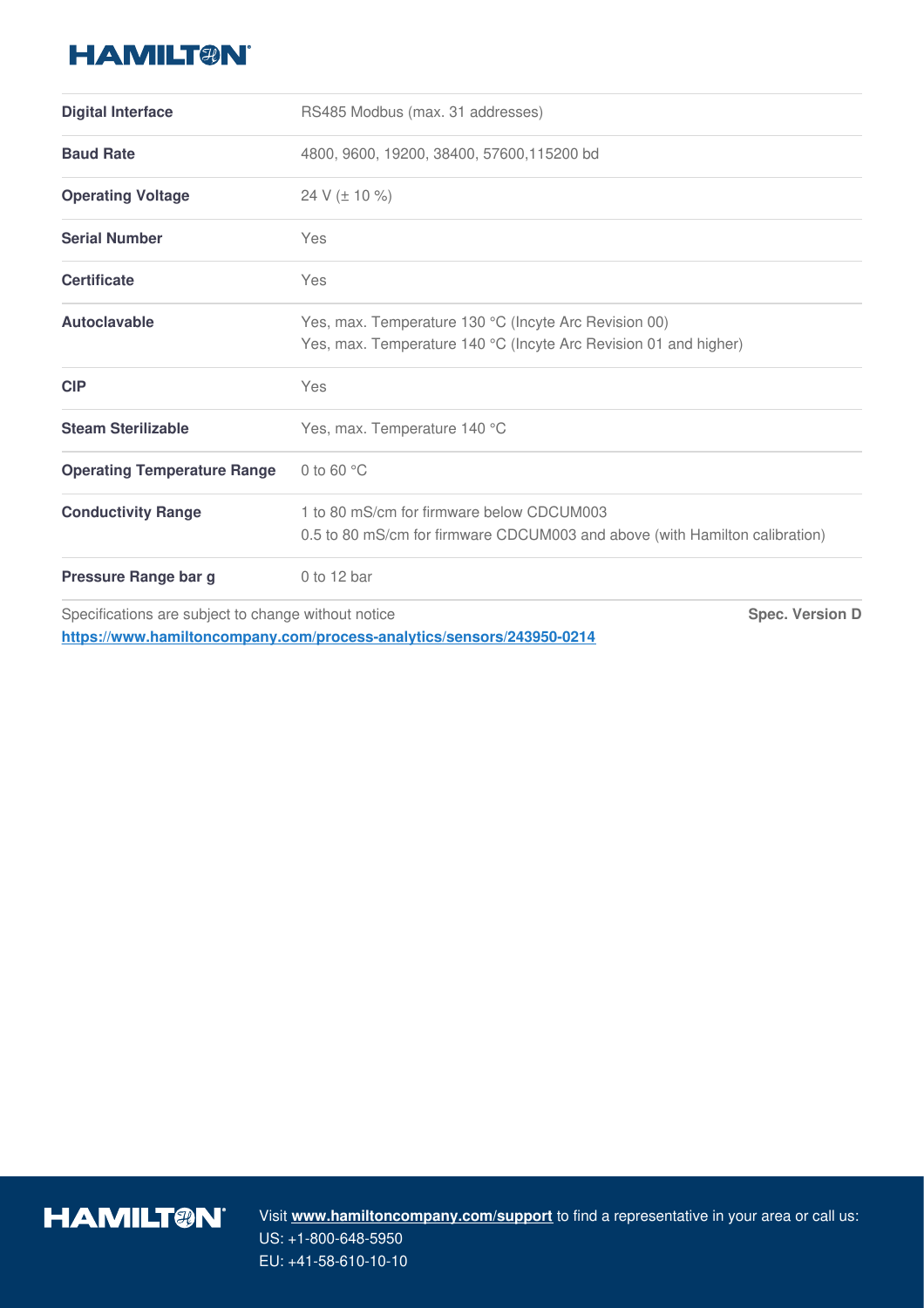| | |
|---|---|
| **Digital Interface** | RS485 Modbus (max. 31 addresses) |
| **Baud Rate** | 4800, 9600, 19200, 38400, 57600,115200 bd |
| **Operating Voltage** | 24 V (± 10 %) |
| **Serial Number** | Yes |
| **Certificate** | Yes |
| **Autoclavable** | Yes, max. Temperature 130 °C (Incyte Arc Revision 00)<br>Yes, max. Temperature 140 °C (Incyte Arc Revision 01 and higher) |
| **CIP** | Yes |
| **Steam Sterilizable** | Yes, max. Temperature 140 °C |
| **Operating Temperature Range** | 0 to 60 °C |
| **Conductivity Range** | 1 to 80 mS/cm for firmware below CDCUM003<br>0.5 to 80 mS/cm for firmware CDCUM003 and above (with Hamilton calibration) |
| **Pressure Range bar g** | 0 to 12 bar |

Specifications are subject to change without notice **Spec. Version D**

**https://www.hamiltoncompany.com/process-analytics/sensors/243950-0214**

Visit **www.hamiltoncompany.com/support** to find a representative in your area or call us:
US: +1-800-648-5950
EU: +41-58-610-10-10